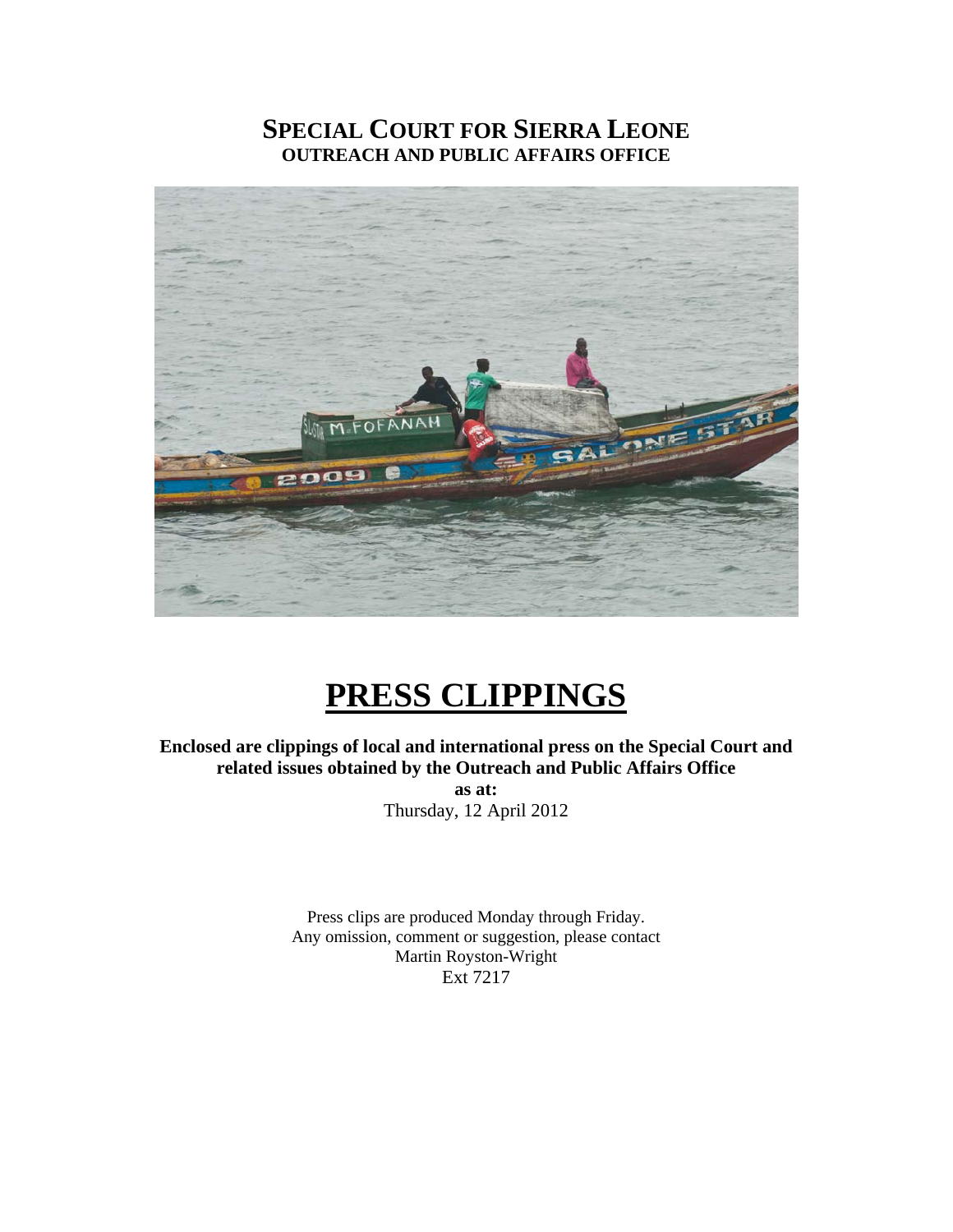# SPECIAL COURT FOR SIERRA LEONE
## OUTREACH AND PUBLIC AFFAIRS OFFICE

# PRESS CLIPPINGS

**Enclosed are clippings of local and international press on the Special Court and related issues obtained by the Outreach and Public Affairs Office**

**as at:**

Thursday, 12 April 2012

Press clips are produced Monday through Friday.
Any omission, comment or suggestion, please contact
Martin Royston-Wright
Ext 7217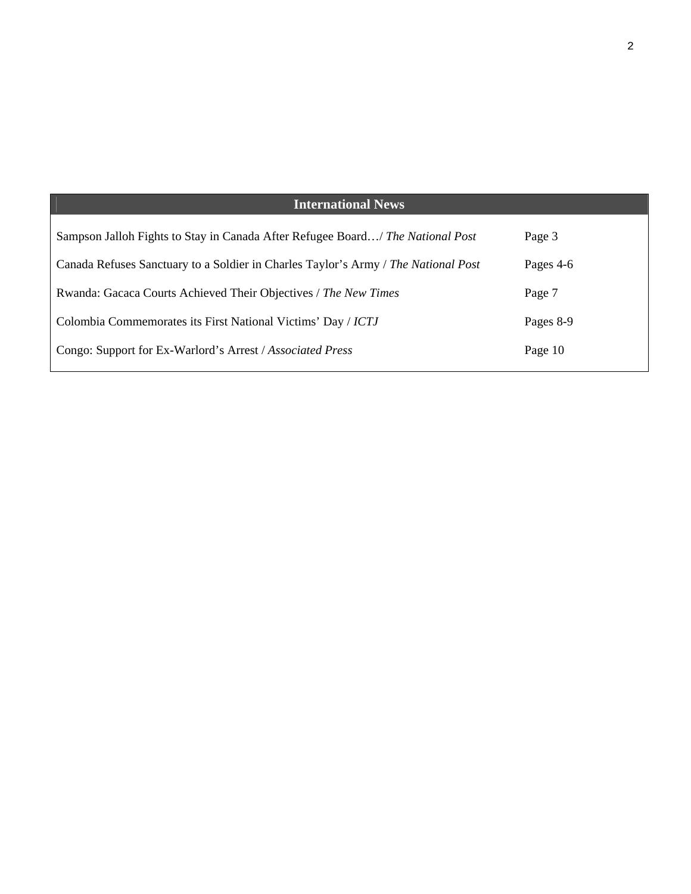## International News

| | |
|---|---|
| Sampson Jalloh Fights to Stay in Canada After Refugee Board…/ *The National Post* | Page 3 |
| Canada Refuses Sanctuary to a Soldier in Charles Taylor's Army / *The National Post* | Pages 4-6 |
| Rwanda: Gacaca Courts Achieved Their Objectives / *The New Times* | Page 7 |
| Colombia Commemorates its First National Victims' Day / *ICTJ* | Pages 8-9 |
| Congo: Support for Ex-Warlord's Arrest / *Associated Press* | Page 10 |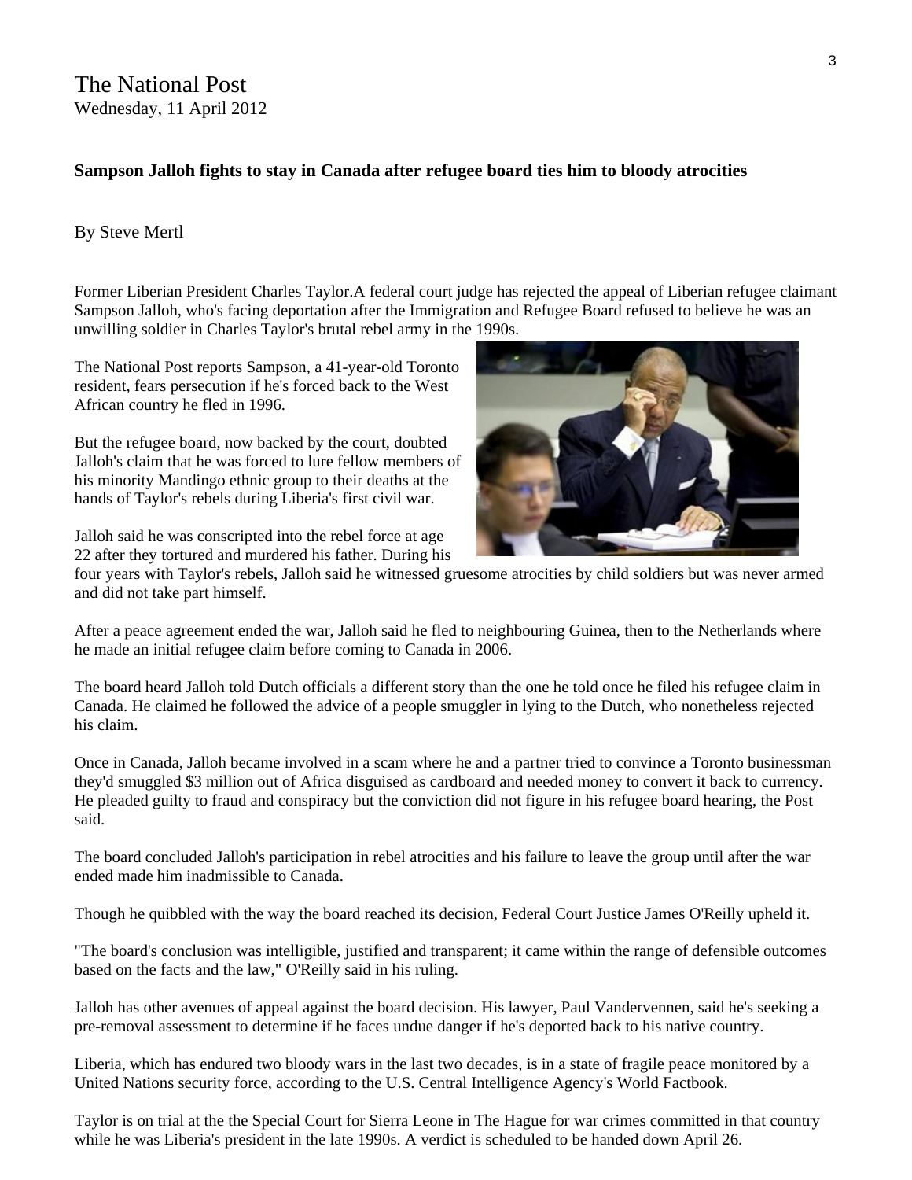The National Post
Wednesday, 11 April 2012

**Sampson Jalloh fights to stay in Canada after refugee board ties him to bloody atrocities**

By Steve Mertl

Former Liberian President Charles Taylor.A federal court judge has rejected the appeal of Liberian refugee claimant Sampson Jalloh, who's facing deportation after the Immigration and Refugee Board refused to believe he was an unwilling soldier in Charles Taylor's brutal rebel army in the 1990s.

The National Post reports Sampson, a 41-year-old Toronto resident, fears persecution if he's forced back to the West African country he fled in 1996.

But the refugee board, now backed by the court, doubted Jalloh's claim that he was forced to lure fellow members of his minority Mandingo ethnic group to their deaths at the hands of Taylor's rebels during Liberia's first civil war.

Jalloh said he was conscripted into the rebel force at age 22 after they tortured and murdered his father. During his four years with Taylor's rebels, Jalloh said he witnessed gruesome atrocities by child soldiers but was never armed and did not take part himself.

After a peace agreement ended the war, Jalloh said he fled to neighbouring Guinea, then to the Netherlands where he made an initial refugee claim before coming to Canada in 2006.

The board heard Jalloh told Dutch officials a different story than the one he told once he filed his refugee claim in Canada. He claimed he followed the advice of a people smuggler in lying to the Dutch, who nonetheless rejected his claim.

Once in Canada, Jalloh became involved in a scam where he and a partner tried to convince a Toronto businessman they'd smuggled $3 million out of Africa disguised as cardboard and needed money to convert it back to currency. He pleaded guilty to fraud and conspiracy but the conviction did not figure in his refugee board hearing, the Post said.

The board concluded Jalloh's participation in rebel atrocities and his failure to leave the group until after the war ended made him inadmissible to Canada.

Though he quibbled with the way the board reached its decision, Federal Court Justice James O'Reilly upheld it.

"The board's conclusion was intelligible, justified and transparent; it came within the range of defensible outcomes based on the facts and the law," O'Reilly said in his ruling.

Jalloh has other avenues of appeal against the board decision. His lawyer, Paul Vandervennen, said he's seeking a pre-removal assessment to determine if he faces undue danger if he's deported back to his native country.

Liberia, which has endured two bloody wars in the last two decades, is in a state of fragile peace monitored by a United Nations security force, according to the U.S. Central Intelligence Agency's World Factbook.

Taylor is on trial at the the Special Court for Sierra Leone in The Hague for war crimes committed in that country while he was Liberia's president in the late 1990s. A verdict is scheduled to be handed down April 26.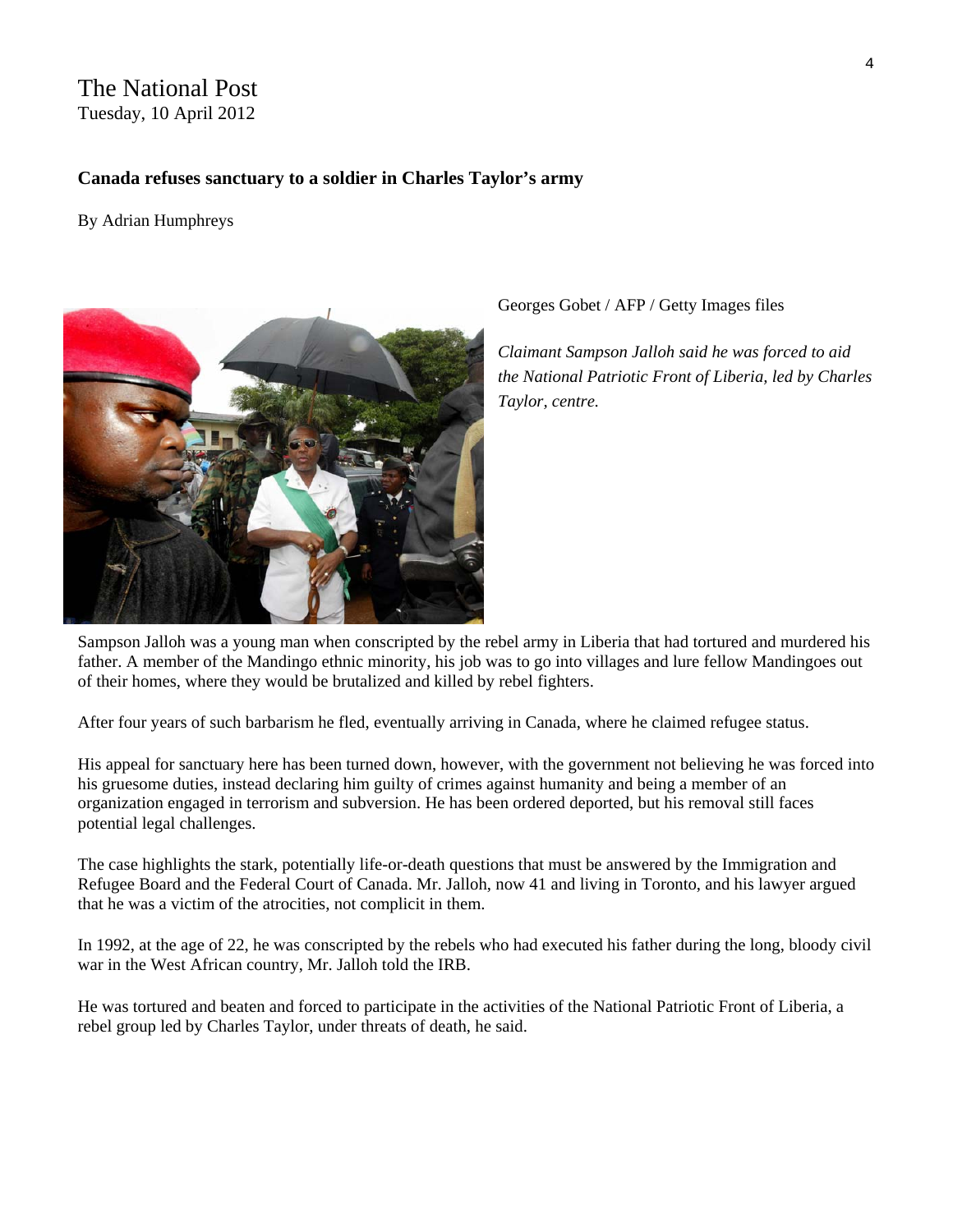The National Post
Tuesday, 10 April 2012

**Canada refuses sanctuary to a soldier in Charles Taylor's army**

By Adrian Humphreys

Georges Gobet / AFP / Getty Images files

*Claimant Sampson Jalloh said he was forced to aid the National Patriotic Front of Liberia, led by Charles Taylor, centre.*

Sampson Jalloh was a young man when conscripted by the rebel army in Liberia that had tortured and murdered his father. A member of the Mandingo ethnic minority, his job was to go into villages and lure fellow Mandingoes out of their homes, where they would be brutalized and killed by rebel fighters.

After four years of such barbarism he fled, eventually arriving in Canada, where he claimed refugee status.

His appeal for sanctuary here has been turned down, however, with the government not believing he was forced into his gruesome duties, instead declaring him guilty of crimes against humanity and being a member of an organization engaged in terrorism and subversion. He has been ordered deported, but his removal still faces potential legal challenges.

The case highlights the stark, potentially life-or-death questions that must be answered by the Immigration and Refugee Board and the Federal Court of Canada. Mr. Jalloh, now 41 and living in Toronto, and his lawyer argued that he was a victim of the atrocities, not complicit in them.

In 1992, at the age of 22, he was conscripted by the rebels who had executed his father during the long, bloody civil war in the West African country, Mr. Jalloh told the IRB.

He was tortured and beaten and forced to participate in the activities of the National Patriotic Front of Liberia, a rebel group led by Charles Taylor, under threats of death, he said.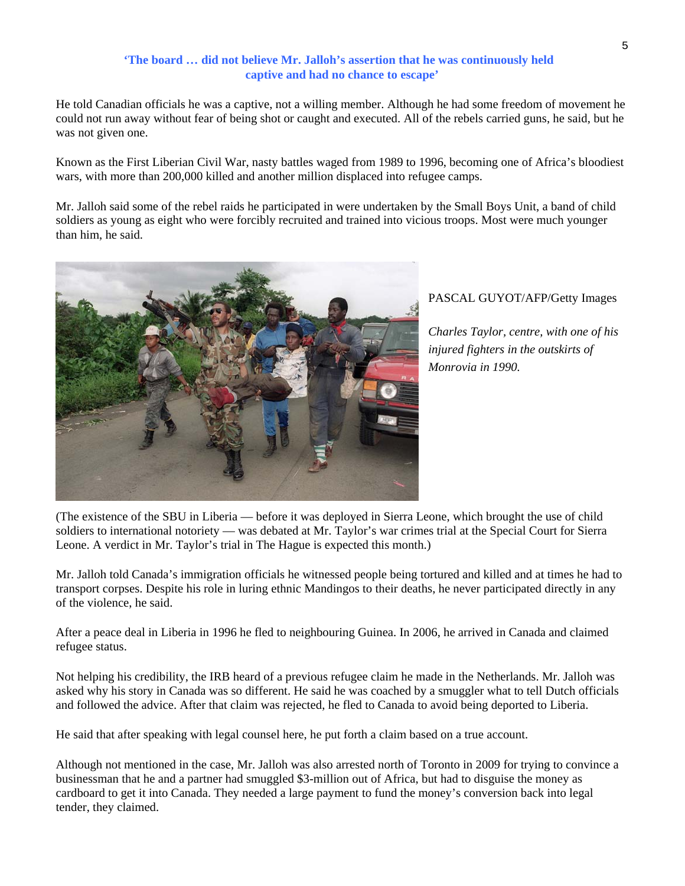**'The board … did not believe Mr. Jalloh's assertion that he was continuously held captive and had no chance to escape'**

He told Canadian officials he was a captive, not a willing member. Although he had some freedom of movement he could not run away without fear of being shot or caught and executed. All of the rebels carried guns, he said, but he was not given one.

Known as the First Liberian Civil War, nasty battles waged from 1989 to 1996, becoming one of Africa's bloodiest wars, with more than 200,000 killed and another million displaced into refugee camps.

Mr. Jalloh said some of the rebel raids he participated in were undertaken by the Small Boys Unit, a band of child soldiers as young as eight who were forcibly recruited and trained into vicious troops. Most were much younger than him, he said.

PASCAL GUYOT/AFP/Getty Images

*Charles Taylor, centre, with one of his injured fighters in the outskirts of Monrovia in 1990.*

(The existence of the SBU in Liberia — before it was deployed in Sierra Leone, which brought the use of child soldiers to international notoriety — was debated at Mr. Taylor's war crimes trial at the Special Court for Sierra Leone. A verdict in Mr. Taylor's trial in The Hague is expected this month.)

Mr. Jalloh told Canada's immigration officials he witnessed people being tortured and killed and at times he had to transport corpses. Despite his role in luring ethnic Mandingos to their deaths, he never participated directly in any of the violence, he said.

After a peace deal in Liberia in 1996 he fled to neighbouring Guinea. In 2006, he arrived in Canada and claimed refugee status.

Not helping his credibility, the IRB heard of a previous refugee claim he made in the Netherlands. Mr. Jalloh was asked why his story in Canada was so different. He said he was coached by a smuggler what to tell Dutch officials and followed the advice. After that claim was rejected, he fled to Canada to avoid being deported to Liberia.

He said that after speaking with legal counsel here, he put forth a claim based on a true account.

Although not mentioned in the case, Mr. Jalloh was also arrested north of Toronto in 2009 for trying to convince a businessman that he and a partner had smuggled $3-million out of Africa, but had to disguise the money as cardboard to get it into Canada. They needed a large payment to fund the money's conversion back into legal tender, they claimed.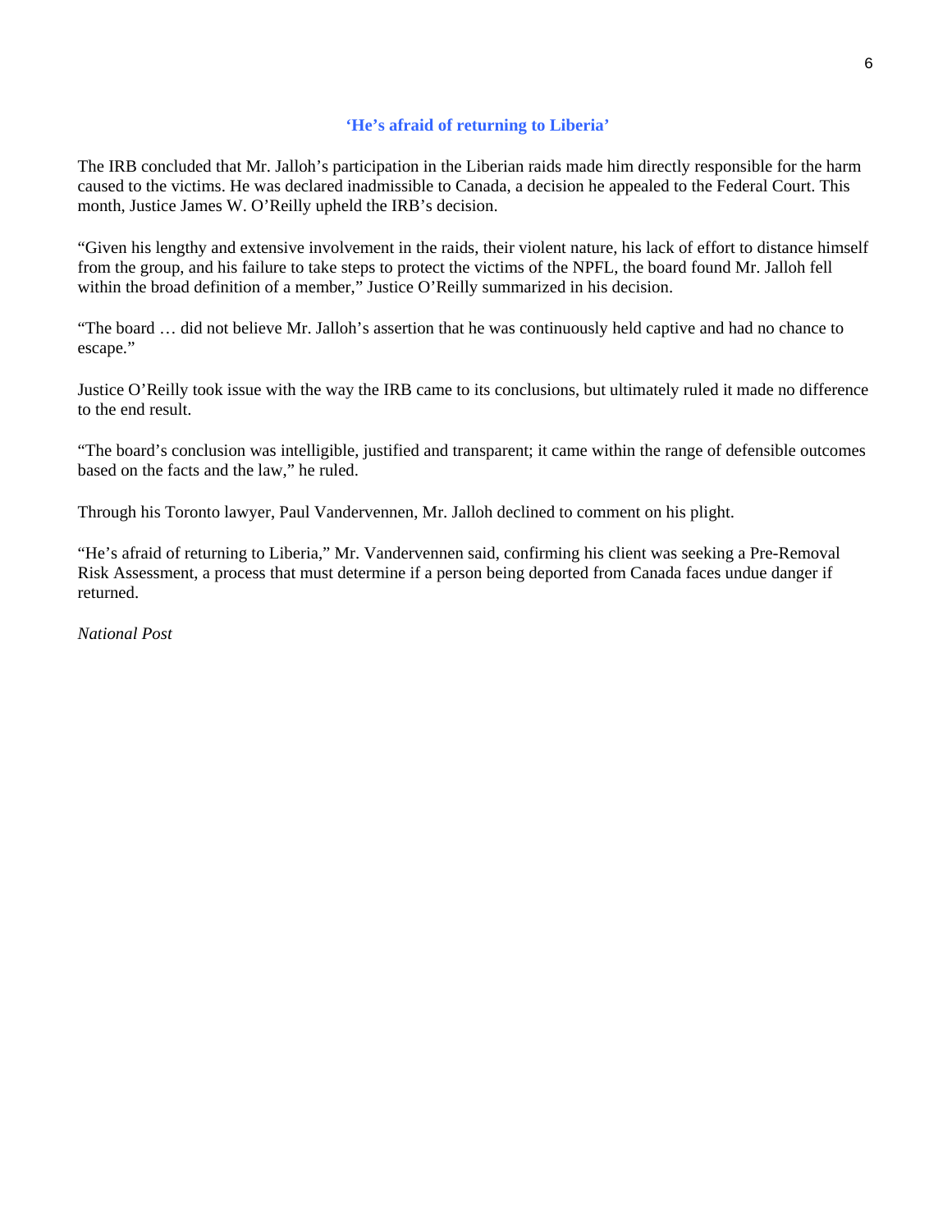### 'He's afraid of returning to Liberia'

The IRB concluded that Mr. Jalloh's participation in the Liberian raids made him directly responsible for the harm caused to the victims. He was declared inadmissible to Canada, a decision he appealed to the Federal Court. This month, Justice James W. O'Reilly upheld the IRB's decision.

"Given his lengthy and extensive involvement in the raids, their violent nature, his lack of effort to distance himself from the group, and his failure to take steps to protect the victims of the NPFL, the board found Mr. Jalloh fell within the broad definition of a member," Justice O'Reilly summarized in his decision.

"The board … did not believe Mr. Jalloh's assertion that he was continuously held captive and had no chance to escape."

Justice O'Reilly took issue with the way the IRB came to its conclusions, but ultimately ruled it made no difference to the end result.

"The board's conclusion was intelligible, justified and transparent; it came within the range of defensible outcomes based on the facts and the law," he ruled.

Through his Toronto lawyer, Paul Vandervennen, Mr. Jalloh declined to comment on his plight.

"He's afraid of returning to Liberia," Mr. Vandervennen said, confirming his client was seeking a Pre-Removal Risk Assessment, a process that must determine if a person being deported from Canada faces undue danger if returned.

*National Post*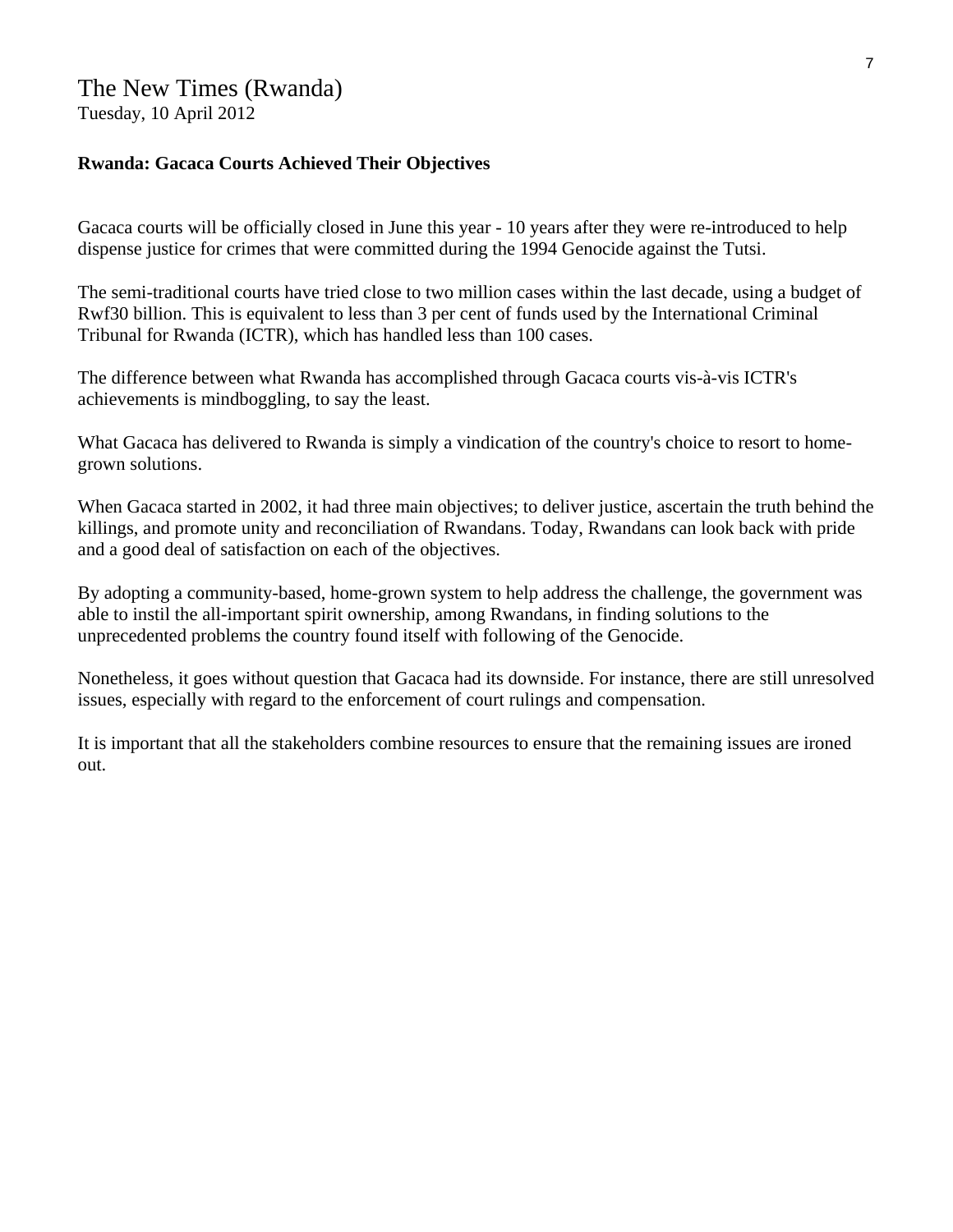The New Times (Rwanda)
Tuesday, 10 April 2012

**Rwanda: Gacaca Courts Achieved Their Objectives**

Gacaca courts will be officially closed in June this year - 10 years after they were re-introduced to help dispense justice for crimes that were committed during the 1994 Genocide against the Tutsi.

The semi-traditional courts have tried close to two million cases within the last decade, using a budget of Rwf30 billion. This is equivalent to less than 3 per cent of funds used by the International Criminal Tribunal for Rwanda (ICTR), which has handled less than 100 cases.

The difference between what Rwanda has accomplished through Gacaca courts vis-à-vis ICTR's achievements is mindboggling, to say the least.

What Gacaca has delivered to Rwanda is simply a vindication of the country's choice to resort to home-grown solutions.

When Gacaca started in 2002, it had three main objectives; to deliver justice, ascertain the truth behind the killings, and promote unity and reconciliation of Rwandans. Today, Rwandans can look back with pride and a good deal of satisfaction on each of the objectives.

By adopting a community-based, home-grown system to help address the challenge, the government was able to instil the all-important spirit ownership, among Rwandans, in finding solutions to the unprecedented problems the country found itself with following of the Genocide.

Nonetheless, it goes without question that Gacaca had its downside. For instance, there are still unresolved issues, especially with regard to the enforcement of court rulings and compensation.

It is important that all the stakeholders combine resources to ensure that the remaining issues are ironed out.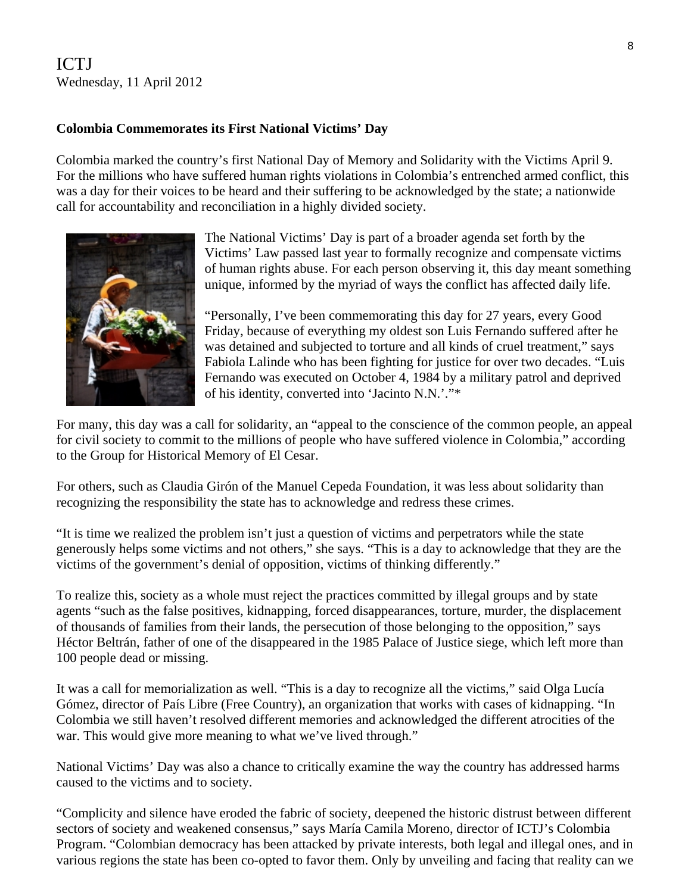ICTJ
Wednesday, 11 April 2012

**Colombia Commemorates its First National Victims' Day**

Colombia marked the country's first National Day of Memory and Solidarity with the Victims April 9. For the millions who have suffered human rights violations in Colombia's entrenched armed conflict, this was a day for their voices to be heard and their suffering to be acknowledged by the state; a nationwide call for accountability and reconciliation in a highly divided society.

The National Victims' Day is part of a broader agenda set forth by the Victims' Law passed last year to formally recognize and compensate victims of human rights abuse. For each person observing it, this day meant something unique, informed by the myriad of ways the conflict has affected daily life.

"Personally, I've been commemorating this day for 27 years, every Good Friday, because of everything my oldest son Luis Fernando suffered after he was detained and subjected to torture and all kinds of cruel treatment," says Fabiola Lalinde who has been fighting for justice for over two decades. "Luis Fernando was executed on October 4, 1984 by a military patrol and deprived of his identity, converted into 'Jacinto N.N.'."*

For many, this day was a call for solidarity, an "appeal to the conscience of the common people, an appeal for civil society to commit to the millions of people who have suffered violence in Colombia," according to the Group for Historical Memory of El Cesar.

For others, such as Claudia Girón of the Manuel Cepeda Foundation, it was less about solidarity than recognizing the responsibility the state has to acknowledge and redress these crimes.

"It is time we realized the problem isn't just a question of victims and perpetrators while the state generously helps some victims and not others," she says. "This is a day to acknowledge that they are the victims of the government's denial of opposition, victims of thinking differently."

To realize this, society as a whole must reject the practices committed by illegal groups and by state agents "such as the false positives, kidnapping, forced disappearances, torture, murder, the displacement of thousands of families from their lands, the persecution of those belonging to the opposition," says Héctor Beltrán, father of one of the disappeared in the 1985 Palace of Justice siege, which left more than 100 people dead or missing.

It was a call for memorialization as well. "This is a day to recognize all the victims," said Olga Lucía Gómez, director of País Libre (Free Country), an organization that works with cases of kidnapping. "In Colombia we still haven't resolved different memories and acknowledged the different atrocities of the war. This would give more meaning to what we've lived through."

National Victims' Day was also a chance to critically examine the way the country has addressed harms caused to the victims and to society.

"Complicity and silence have eroded the fabric of society, deepened the historic distrust between different sectors of society and weakened consensus," says María Camila Moreno, director of ICTJ's Colombia Program. "Colombian democracy has been attacked by private interests, both legal and illegal ones, and in various regions the state has been co-opted to favor them. Only by unveiling and facing that reality can we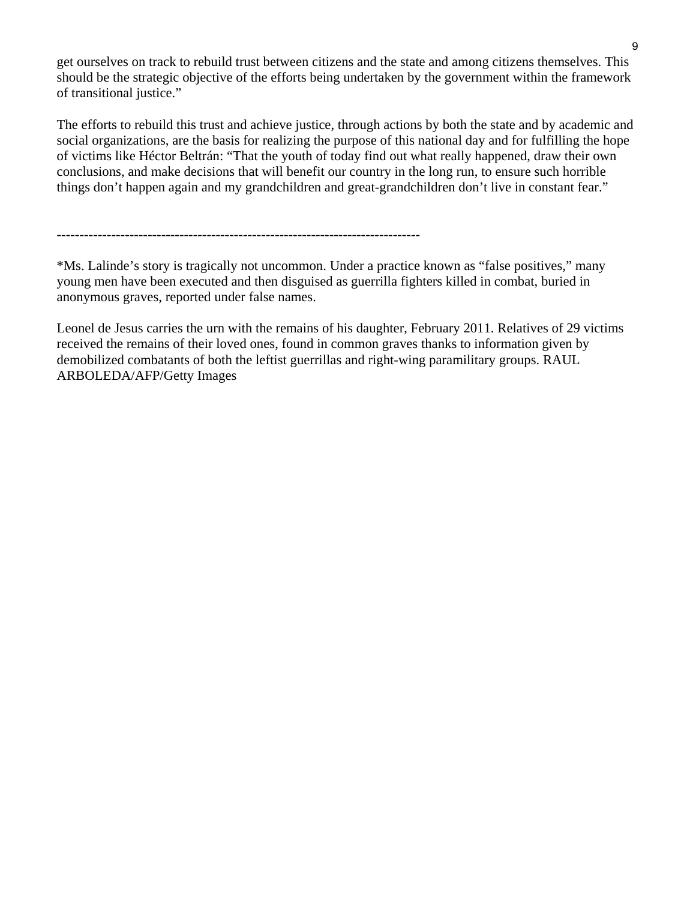get ourselves on track to rebuild trust between citizens and the state and among citizens themselves. This should be the strategic objective of the efforts being undertaken by the government within the framework of transitional justice."

The efforts to rebuild this trust and achieve justice, through actions by both the state and by academic and social organizations, are the basis for realizing the purpose of this national day and for fulfilling the hope of victims like Héctor Beltrán: "That the youth of today find out what really happened, draw their own conclusions, and make decisions that will benefit our country in the long run, to ensure such horrible things don't happen again and my grandchildren and great-grandchildren don't live in constant fear."

--------------------------------------------------------------------------------

*Ms. Lalinde's story is tragically not uncommon. Under a practice known as "false positives," many young men have been executed and then disguised as guerrilla fighters killed in combat, buried in anonymous graves, reported under false names.

Leonel de Jesus carries the urn with the remains of his daughter, February 2011. Relatives of 29 victims received the remains of their loved ones, found in common graves thanks to information given by demobilized combatants of both the leftist guerrillas and right-wing paramilitary groups. RAUL ARBOLEDA/AFP/Getty Images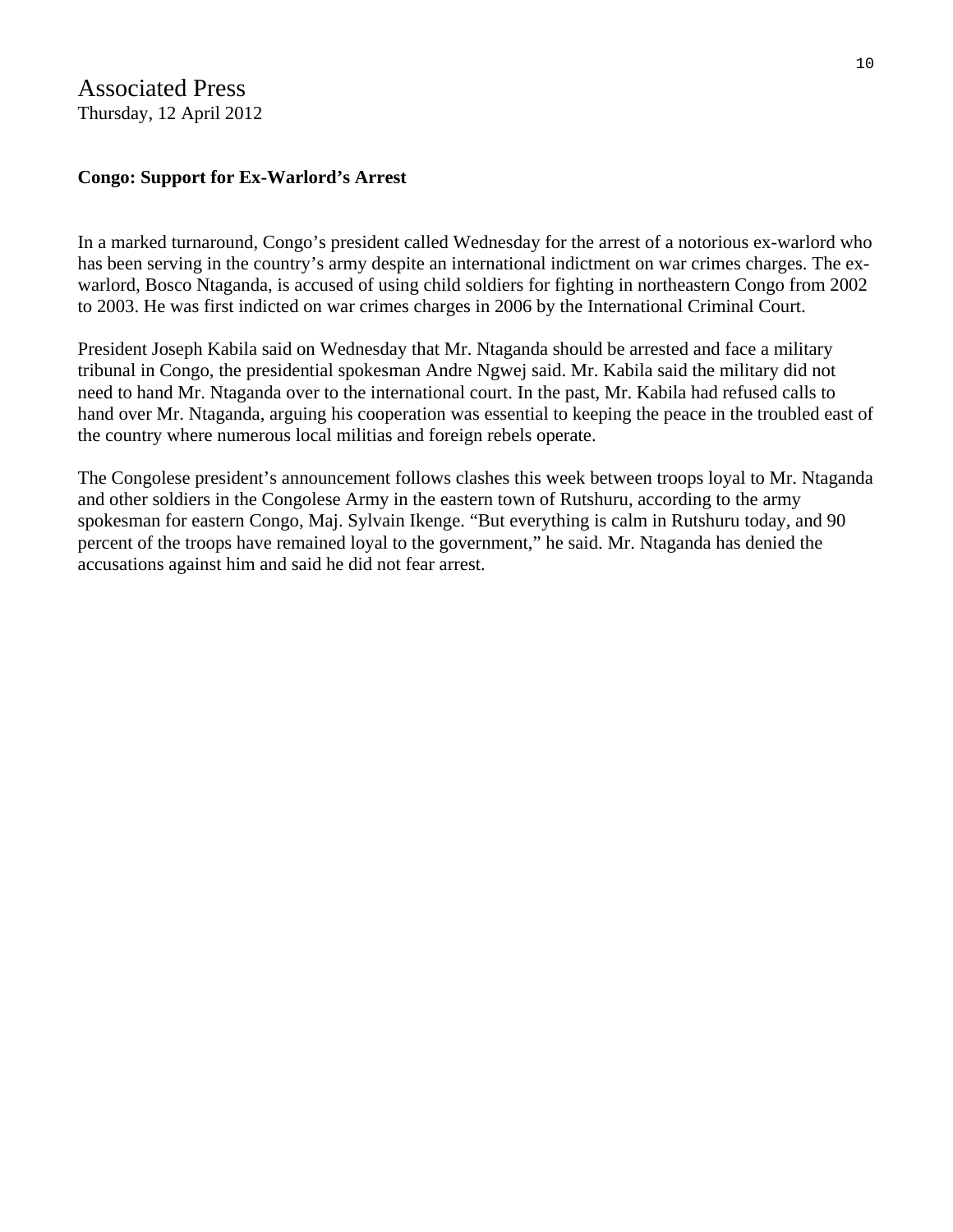Associated Press

Thursday, 12 April 2012

**Congo: Support for Ex-Warlord's Arrest**

In a marked turnaround, Congo's president called Wednesday for the arrest of a notorious ex-warlord who has been serving in the country's army despite an international indictment on war crimes charges. The ex-warlord, Bosco Ntaganda, is accused of using child soldiers for fighting in northeastern Congo from 2002 to 2003. He was first indicted on war crimes charges in 2006 by the International Criminal Court.

President Joseph Kabila said on Wednesday that Mr. Ntaganda should be arrested and face a military tribunal in Congo, the presidential spokesman Andre Ngwej said. Mr. Kabila said the military did not need to hand Mr. Ntaganda over to the international court. In the past, Mr. Kabila had refused calls to hand over Mr. Ntaganda, arguing his cooperation was essential to keeping the peace in the troubled east of the country where numerous local militias and foreign rebels operate.

The Congolese president's announcement follows clashes this week between troops loyal to Mr. Ntaganda and other soldiers in the Congolese Army in the eastern town of Rutshuru, according to the army spokesman for eastern Congo, Maj. Sylvain Ikenge. "But everything is calm in Rutshuru today, and 90 percent of the troops have remained loyal to the government," he said. Mr. Ntaganda has denied the accusations against him and said he did not fear arrest.